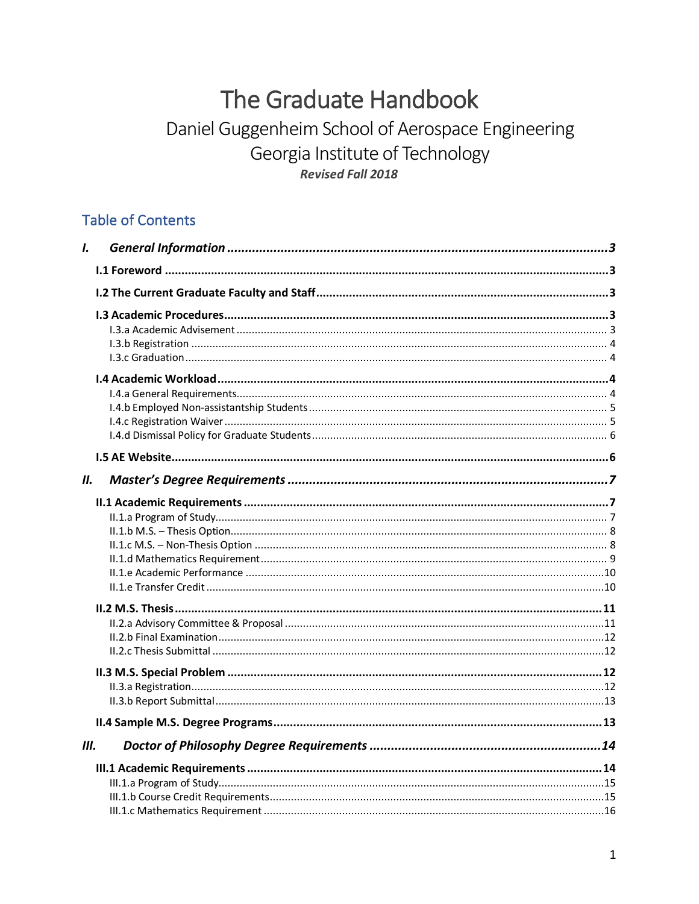# The Graduate Handbook

## Daniel Guggenheim School of Aerospace Engineering

## Georgia Institute of Technology

***Revised Fall 2018***

## Table of Contents

***I. General Information*** ........................................ **3**

- **I.1 Foreword** ........................................ **3**
- **I.2 The Current Graduate Faculty and Staff** ........................................ **3**
- **I.3 Academic Procedures** ........................................ **3**
  - I.3.a Academic Advisement ........................................ 3
  - I.3.b Registration ........................................ 4
  - I.3.c Graduation ........................................ 4
- **I.4 Academic Workload** ........................................ **4**
  - I.4.a General Requirements ........................................ 4
  - I.4.b Employed Non-assistantship Students ........................................ 5
  - I.4.c Registration Waiver ........................................ 5
  - I.4.d Dismissal Policy for Graduate Students ........................................ 6
- **I.5 AE Website** ........................................ **6**

***II. Master's Degree Requirements*** ........................................ **7**

- **II.1 Academic Requirements** ........................................ **7**
  - II.1.a Program of Study ........................................ 7
  - II.1.b M.S. – Thesis Option ........................................ 8
  - II.1.c M.S. – Non-Thesis Option ........................................ 8
  - II.1.d Mathematics Requirement ........................................ 9
  - II.1.e Academic Performance ........................................ 10
  - II.1.e Transfer Credit ........................................ 10
- **II.2 M.S. Thesis** ........................................ **11**
  - II.2.a Advisory Committee & Proposal ........................................ 11
  - II.2.b Final Examination ........................................ 12
  - II.2.c Thesis Submittal ........................................ 12
- **II.3 M.S. Special Problem** ........................................ **12**
  - II.3.a Registration ........................................ 12
  - II.3.b Report Submittal ........................................ 13
- **II.4 Sample M.S. Degree Programs** ........................................ **13**

***III. Doctor of Philosophy Degree Requirements*** ........................................ **14**

- **III.1 Academic Requirements** ........................................ **14**
  - III.1.a Program of Study ........................................ 15
  - III.1.b Course Credit Requirements ........................................ 15
  - III.1.c Mathematics Requirement ........................................ 16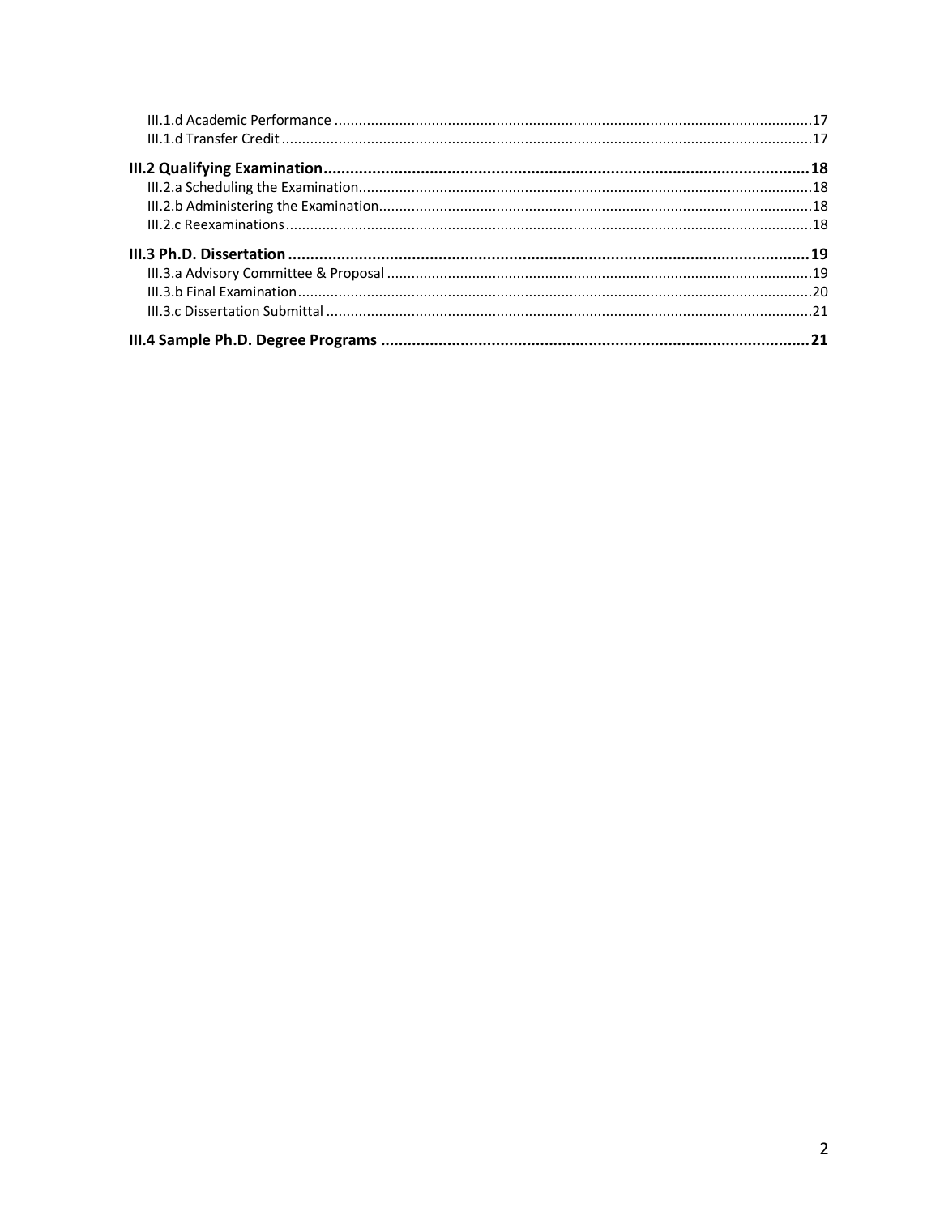III.1.d Academic Performance ....................................................................................................................17
III.1.d Transfer Credit ..................................................................................................................................17

**III.2 Qualifying Examination............................................................................................................18**
III.2.a Scheduling the Examination...............................................................................................................18
III.2.b Administering the Examination..........................................................................................................18
III.2.c Reexaminations.................................................................................................................................18

**III.3 Ph.D. Dissertation .....................................................................................................................19**
III.3.a Advisory Committee & Proposal ........................................................................................................19
III.3.b Final Examination..............................................................................................................................20
III.3.c Dissertation Submittal .......................................................................................................................21

**III.4 Sample Ph.D. Degree Programs ................................................................................................21**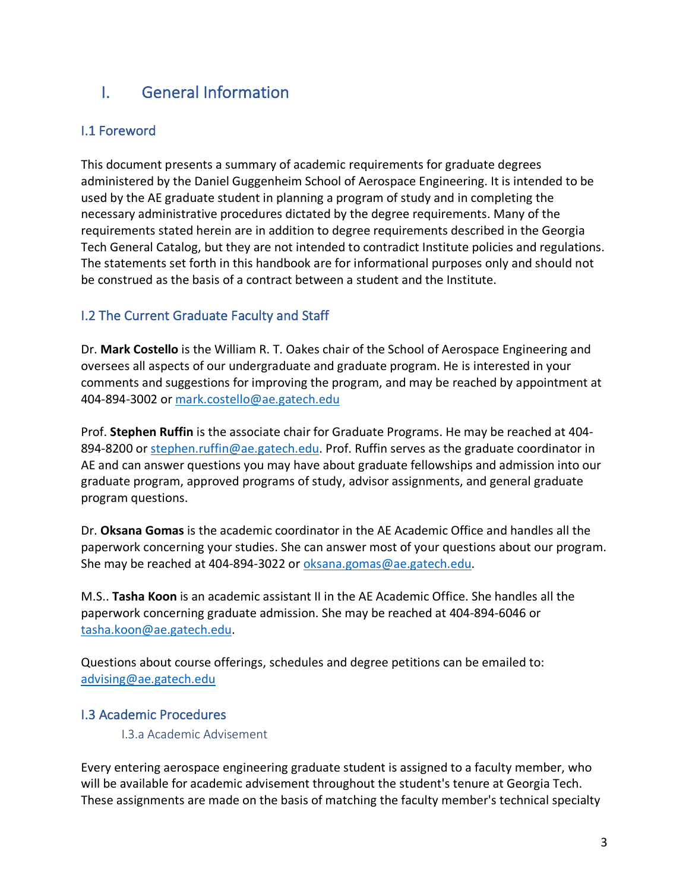# I. General Information

## I.1 Foreword

This document presents a summary of academic requirements for graduate degrees administered by the Daniel Guggenheim School of Aerospace Engineering. It is intended to be used by the AE graduate student in planning a program of study and in completing the necessary administrative procedures dictated by the degree requirements. Many of the requirements stated herein are in addition to degree requirements described in the Georgia Tech General Catalog, but they are not intended to contradict Institute policies and regulations. The statements set forth in this handbook are for informational purposes only and should not be construed as the basis of a contract between a student and the Institute.

## I.2 The Current Graduate Faculty and Staff

Dr. **Mark Costello** is the William R. T. Oakes chair of the School of Aerospace Engineering and oversees all aspects of our undergraduate and graduate program. He is interested in your comments and suggestions for improving the program, and may be reached by appointment at 404-894-3002 or mark.costello@ae.gatech.edu

Prof. **Stephen Ruffin** is the associate chair for Graduate Programs. He may be reached at 404-894-8200 or stephen.ruffin@ae.gatech.edu. Prof. Ruffin serves as the graduate coordinator in AE and can answer questions you may have about graduate fellowships and admission into our graduate program, approved programs of study, advisor assignments, and general graduate program questions.

Dr. **Oksana Gomas** is the academic coordinator in the AE Academic Office and handles all the paperwork concerning your studies. She can answer most of your questions about our program. She may be reached at 404-894-3022 or oksana.gomas@ae.gatech.edu.

M.S.. **Tasha Koon** is an academic assistant II in the AE Academic Office. She handles all the paperwork concerning graduate admission. She may be reached at 404-894-6046 or tasha.koon@ae.gatech.edu.

Questions about course offerings, schedules and degree petitions can be emailed to: advising@ae.gatech.edu

## I.3 Academic Procedures

### I.3.a Academic Advisement

Every entering aerospace engineering graduate student is assigned to a faculty member, who will be available for academic advisement throughout the student's tenure at Georgia Tech. These assignments are made on the basis of matching the faculty member's technical specialty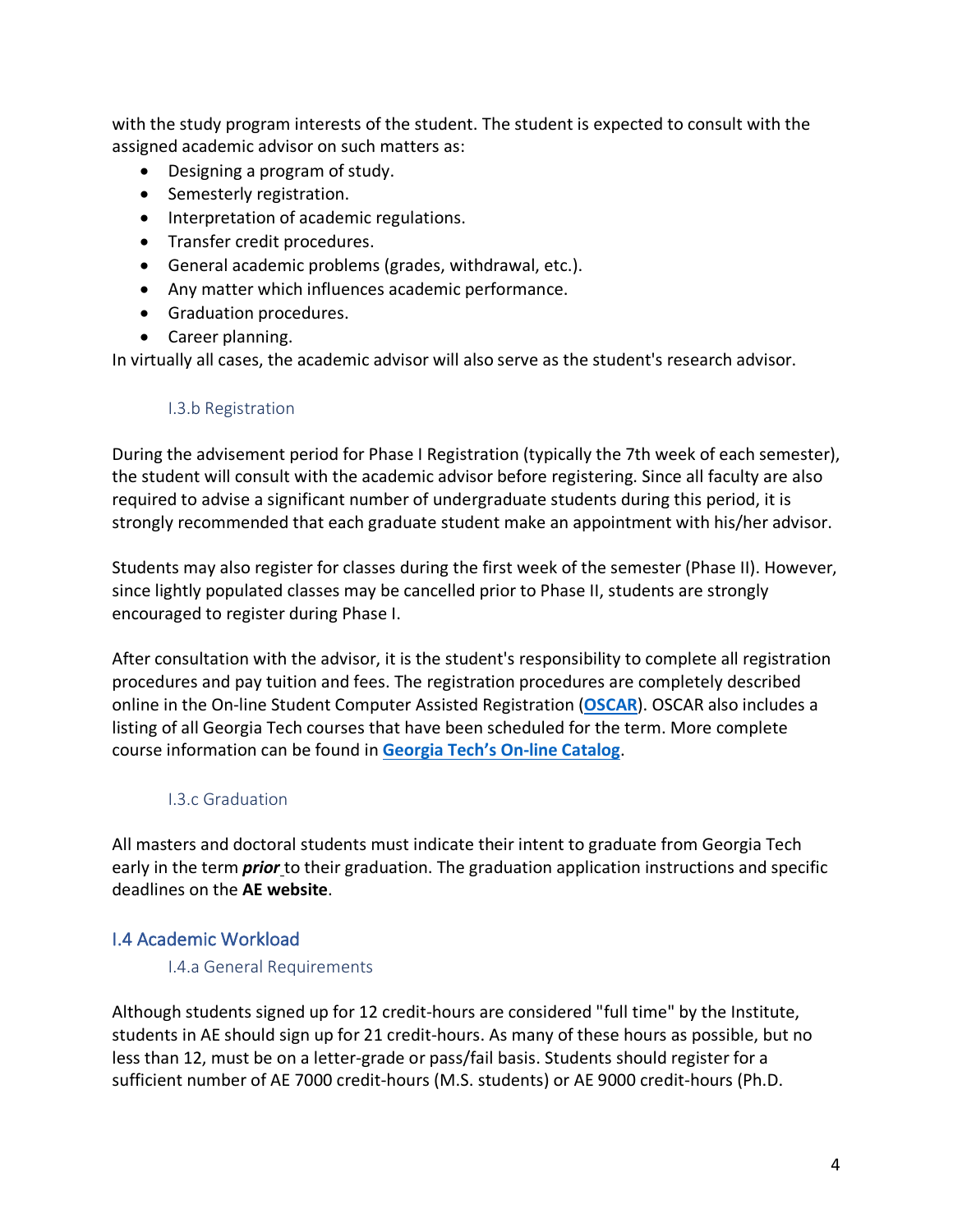with the study program interests of the student. The student is expected to consult with the assigned academic advisor on such matters as:

- Designing a program of study.
- Semesterly registration.
- Interpretation of academic regulations.
- Transfer credit procedures.
- General academic problems (grades, withdrawal, etc.).
- Any matter which influences academic performance.
- Graduation procedures.
- Career planning.

In virtually all cases, the academic advisor will also serve as the student's research advisor.

### I.3.b Registration

During the advisement period for Phase I Registration (typically the 7th week of each semester), the student will consult with the academic advisor before registering. Since all faculty are also required to advise a significant number of undergraduate students during this period, it is strongly recommended that each graduate student make an appointment with his/her advisor.

Students may also register for classes during the first week of the semester (Phase II). However, since lightly populated classes may be cancelled prior to Phase II, students are strongly encouraged to register during Phase I.

After consultation with the advisor, it is the student's responsibility to complete all registration procedures and pay tuition and fees. The registration procedures are completely described online in the On-line Student Computer Assisted Registration (**OSCAR**). OSCAR also includes a listing of all Georgia Tech courses that have been scheduled for the term. More complete course information can be found in **Georgia Tech's On-line Catalog**.

### I.3.c Graduation

All masters and doctoral students must indicate their intent to graduate from Georgia Tech early in the term ***prior*** to their graduation. The graduation application instructions and specific deadlines on the **AE website**.

## I.4 Academic Workload

### I.4.a General Requirements

Although students signed up for 12 credit-hours are considered "full time" by the Institute, students in AE should sign up for 21 credit-hours. As many of these hours as possible, but no less than 12, must be on a letter-grade or pass/fail basis. Students should register for a sufficient number of AE 7000 credit-hours (M.S. students) or AE 9000 credit-hours (Ph.D.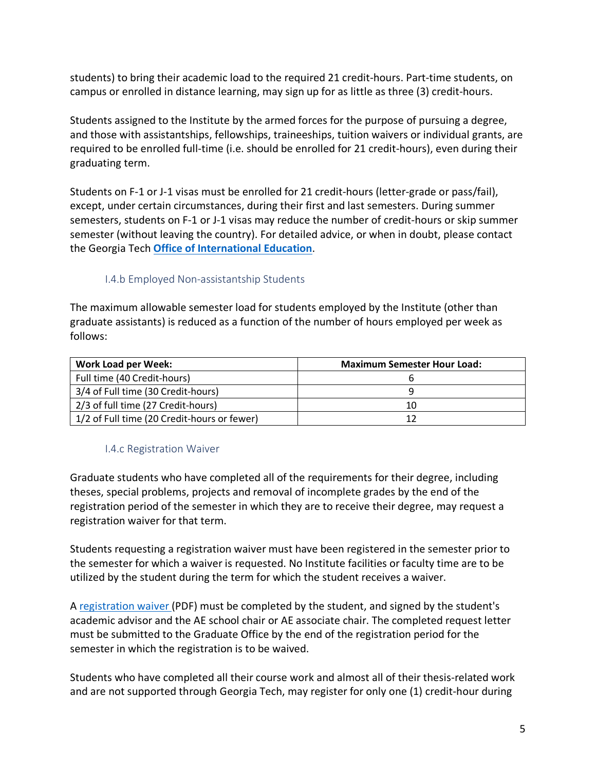students) to bring their academic load to the required 21 credit-hours. Part-time students, on campus or enrolled in distance learning, may sign up for as little as three (3) credit-hours.

Students assigned to the Institute by the armed forces for the purpose of pursuing a degree, and those with assistantships, fellowships, traineeships, tuition waivers or individual grants, are required to be enrolled full-time (i.e. should be enrolled for 21 credit-hours), even during their graduating term.

Students on F-1 or J-1 visas must be enrolled for 21 credit-hours (letter-grade or pass/fail), except, under certain circumstances, during their first and last semesters. During summer semesters, students on F-1 or J-1 visas may reduce the number of credit-hours or skip summer semester (without leaving the country). For detailed advice, or when in doubt, please contact the Georgia Tech **Office of International Education**.

### I.4.b Employed Non-assistantship Students

The maximum allowable semester load for students employed by the Institute (other than graduate assistants) is reduced as a function of the number of hours employed per week as follows:

| Work Load per Week: | Maximum Semester Hour Load: |
|---|---|
| Full time (40 Credit-hours) | 6 |
| 3/4 of Full time (30 Credit-hours) | 9 |
| 2/3 of full time (27 Credit-hours) | 10 |
| 1/2 of Full time (20 Credit-hours or fewer) | 12 |

### I.4.c Registration Waiver

Graduate students who have completed all of the requirements for their degree, including theses, special problems, projects and removal of incomplete grades by the end of the registration period of the semester in which they are to receive their degree, may request a registration waiver for that term.

Students requesting a registration waiver must have been registered in the semester prior to the semester for which a waiver is requested. No Institute facilities or faculty time are to be utilized by the student during the term for which the student receives a waiver.

A registration waiver (PDF) must be completed by the student, and signed by the student's academic advisor and the AE school chair or AE associate chair. The completed request letter must be submitted to the Graduate Office by the end of the registration period for the semester in which the registration is to be waived.

Students who have completed all their course work and almost all of their thesis-related work and are not supported through Georgia Tech, may register for only one (1) credit-hour during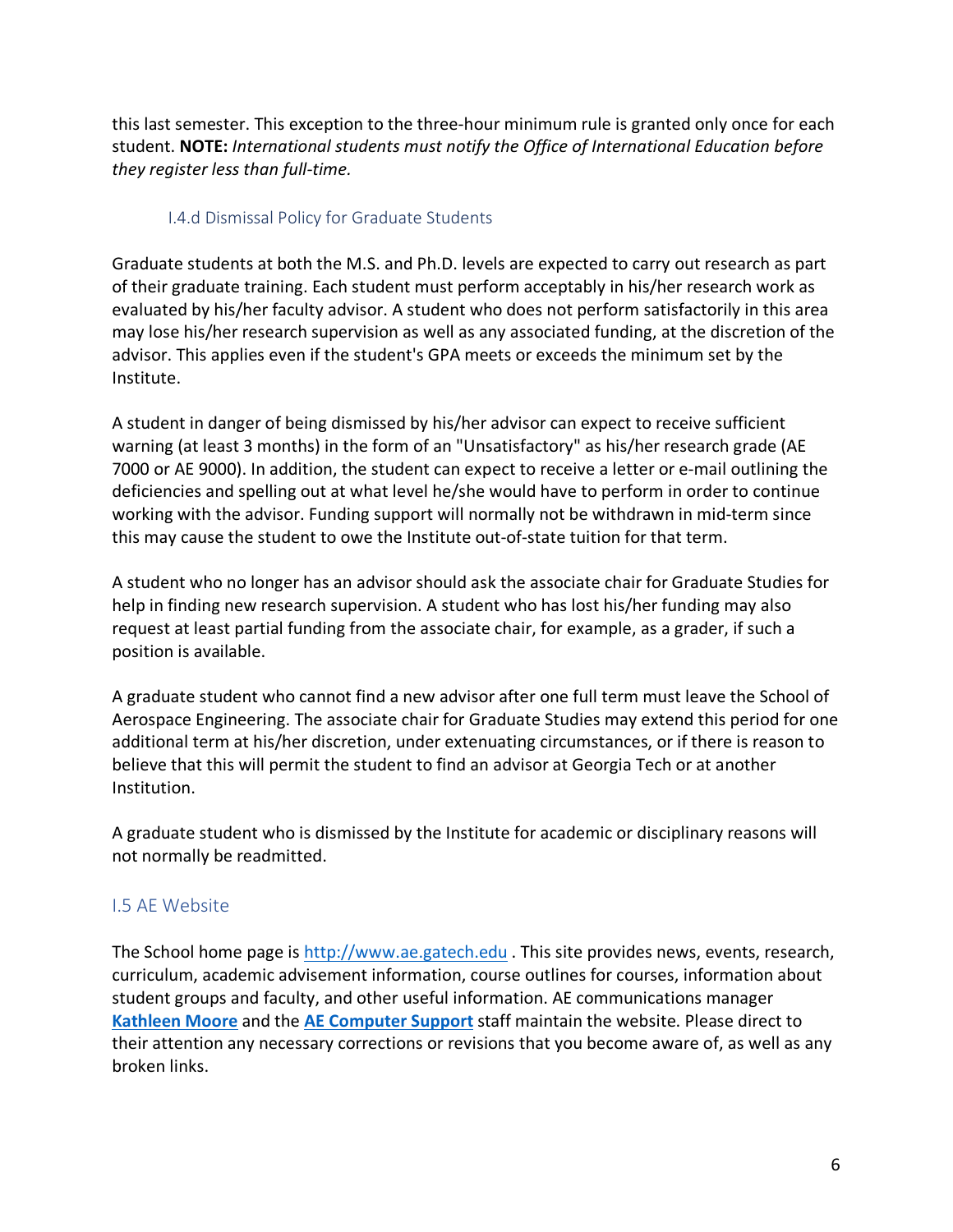this last semester. This exception to the three-hour minimum rule is granted only once for each student. **NOTE:** *International students must notify the Office of International Education before they register less than full-time.*

### I.4.d Dismissal Policy for Graduate Students

Graduate students at both the M.S. and Ph.D. levels are expected to carry out research as part of their graduate training. Each student must perform acceptably in his/her research work as evaluated by his/her faculty advisor. A student who does not perform satisfactorily in this area may lose his/her research supervision as well as any associated funding, at the discretion of the advisor. This applies even if the student's GPA meets or exceeds the minimum set by the Institute.

A student in danger of being dismissed by his/her advisor can expect to receive sufficient warning (at least 3 months) in the form of an "Unsatisfactory" as his/her research grade (AE 7000 or AE 9000). In addition, the student can expect to receive a letter or e-mail outlining the deficiencies and spelling out at what level he/she would have to perform in order to continue working with the advisor. Funding support will normally not be withdrawn in mid-term since this may cause the student to owe the Institute out-of-state tuition for that term.

A student who no longer has an advisor should ask the associate chair for Graduate Studies for help in finding new research supervision. A student who has lost his/her funding may also request at least partial funding from the associate chair, for example, as a grader, if such a position is available.

A graduate student who cannot find a new advisor after one full term must leave the School of Aerospace Engineering. The associate chair for Graduate Studies may extend this period for one additional term at his/her discretion, under extenuating circumstances, or if there is reason to believe that this will permit the student to find an advisor at Georgia Tech or at another Institution.

A graduate student who is dismissed by the Institute for academic or disciplinary reasons will not normally be readmitted.

## I.5 AE Website

The School home page is [http://www.ae.gatech.edu](http://www.ae.gatech.edu) . This site provides news, events, research, curriculum, academic advisement information, course outlines for courses, information about student groups and faculty, and other useful information. AE communications manager **Kathleen Moore** and the **AE Computer Support** staff maintain the website. Please direct to their attention any necessary corrections or revisions that you become aware of, as well as any broken links.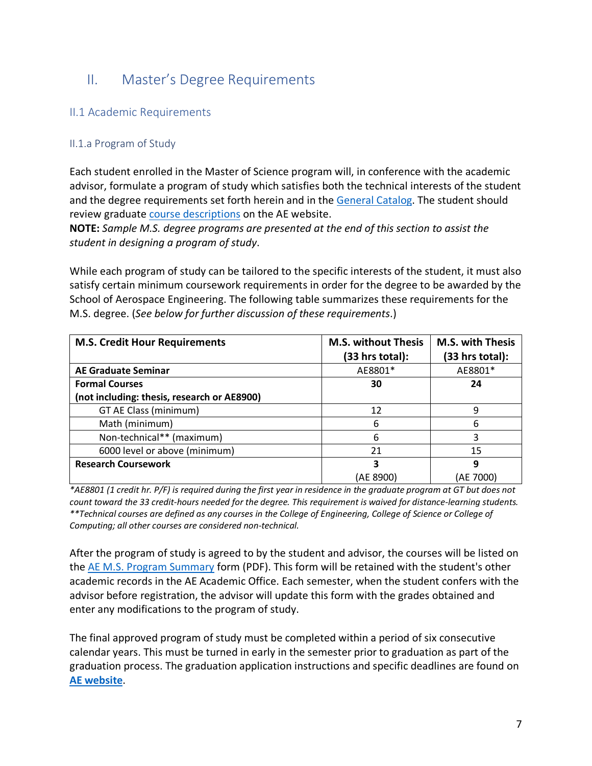# II. Master's Degree Requirements

## II.1 Academic Requirements

### II.1.a Program of Study

Each student enrolled in the Master of Science program will, in conference with the academic advisor, formulate a program of study which satisfies both the technical interests of the student and the degree requirements set forth herein and in the General Catalog. The student should review graduate course descriptions on the AE website.

**NOTE:** *Sample M.S. degree programs are presented at the end of this section to assist the student in designing a program of study*.

While each program of study can be tailored to the specific interests of the student, it must also satisfy certain minimum coursework requirements in order for the degree to be awarded by the School of Aerospace Engineering. The following table summarizes these requirements for the M.S. degree. (*See below for further discussion of these requirements*.)

| M.S. Credit Hour Requirements | M.S. without Thesis (33 hrs total): | M.S. with Thesis (33 hrs total): |
|---|---|---|
| **AE Graduate Seminar** | AE8801* | AE8801* |
| **Formal Courses (not including: thesis, research or AE8900)** | **30** | **24** |
| GT AE Class (minimum) | 12 | 9 |
| Math (minimum) | 6 | 6 |
| Non-technical** (maximum) | 6 | 3 |
| 6000 level or above (minimum) | 21 | 15 |
| **Research Coursework** | **3** (AE 8900) | **9** (AE 7000) |

*\*AE8801 (1 credit hr. P/F) is required during the first year in residence in the graduate program at GT but does not count toward the 33 credit-hours needed for the degree. This requirement is waived for distance-learning students.*
*\*\*Technical courses are defined as any courses in the College of Engineering, College of Science or College of Computing; all other courses are considered non-technical.*

After the program of study is agreed to by the student and advisor, the courses will be listed on the AE M.S. Program Summary form (PDF). This form will be retained with the student's other academic records in the AE Academic Office. Each semester, when the student confers with the advisor before registration, the advisor will update this form with the grades obtained and enter any modifications to the program of study.

The final approved program of study must be completed within a period of six consecutive calendar years. This must be turned in early in the semester prior to graduation as part of the graduation process. The graduation application instructions and specific deadlines are found on **AE website**.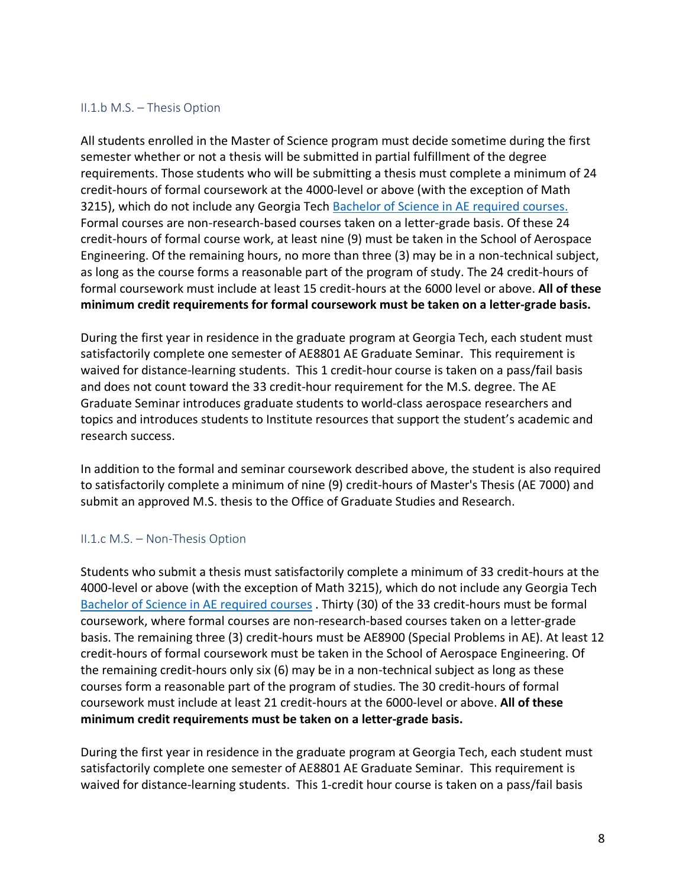### II.1.b M.S. – Thesis Option

All students enrolled in the Master of Science program must decide sometime during the first semester whether or not a thesis will be submitted in partial fulfillment of the degree requirements. Those students who will be submitting a thesis must complete a minimum of 24 credit-hours of formal coursework at the 4000-level or above (with the exception of Math 3215), which do not include any Georgia Tech [Bachelor of Science in AE required courses.](#) Formal courses are non-research-based courses taken on a letter-grade basis. Of these 24 credit-hours of formal course work, at least nine (9) must be taken in the School of Aerospace Engineering. Of the remaining hours, no more than three (3) may be in a non-technical subject, as long as the course forms a reasonable part of the program of study. The 24 credit-hours of formal coursework must include at least 15 credit-hours at the 6000 level or above. **All of these minimum credit requirements for formal coursework must be taken on a letter-grade basis.**

During the first year in residence in the graduate program at Georgia Tech, each student must satisfactorily complete one semester of AE8801 AE Graduate Seminar. This requirement is waived for distance-learning students. This 1 credit-hour course is taken on a pass/fail basis and does not count toward the 33 credit-hour requirement for the M.S. degree. The AE Graduate Seminar introduces graduate students to world-class aerospace researchers and topics and introduces students to Institute resources that support the student's academic and research success.

In addition to the formal and seminar coursework described above, the student is also required to satisfactorily complete a minimum of nine (9) credit-hours of Master's Thesis (AE 7000) and submit an approved M.S. thesis to the Office of Graduate Studies and Research.

### II.1.c M.S. – Non-Thesis Option

Students who submit a thesis must satisfactorily complete a minimum of 33 credit-hours at the 4000-level or above (with the exception of Math 3215), which do not include any Georgia Tech [Bachelor of Science in AE required courses](#) . Thirty (30) of the 33 credit-hours must be formal coursework, where formal courses are non-research-based courses taken on a letter-grade basis. The remaining three (3) credit-hours must be AE8900 (Special Problems in AE). At least 12 credit-hours of formal coursework must be taken in the School of Aerospace Engineering. Of the remaining credit-hours only six (6) may be in a non-technical subject as long as these courses form a reasonable part of the program of studies. The 30 credit-hours of formal coursework must include at least 21 credit-hours at the 6000-level or above. **All of these minimum credit requirements must be taken on a letter-grade basis.**

During the first year in residence in the graduate program at Georgia Tech, each student must satisfactorily complete one semester of AE8801 AE Graduate Seminar. This requirement is waived for distance-learning students. This 1-credit hour course is taken on a pass/fail basis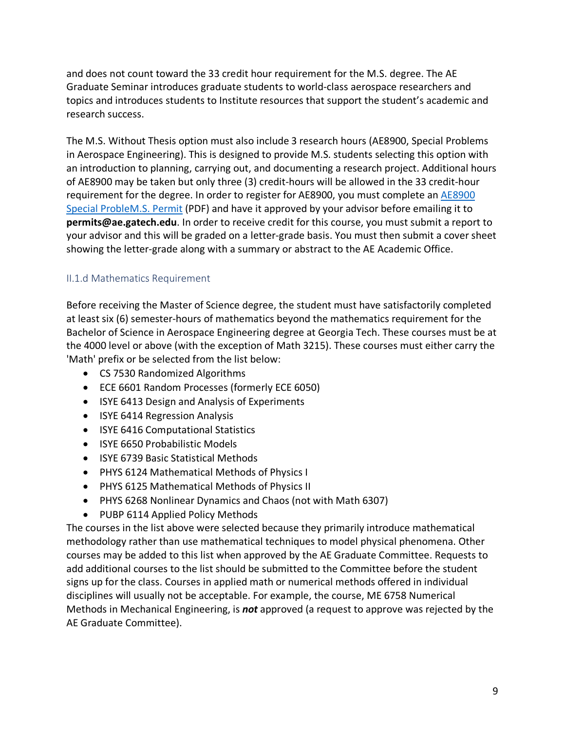and does not count toward the 33 credit hour requirement for the M.S. degree. The AE Graduate Seminar introduces graduate students to world-class aerospace researchers and topics and introduces students to Institute resources that support the student's academic and research success.

The M.S. Without Thesis option must also include 3 research hours (AE8900, Special Problems in Aerospace Engineering). This is designed to provide M.S. students selecting this option with an introduction to planning, carrying out, and documenting a research project. Additional hours of AE8900 may be taken but only three (3) credit-hours will be allowed in the 33 credit-hour requirement for the degree. In order to register for AE8900, you must complete an AE8900 Special ProbleM.S. Permit (PDF) and have it approved by your advisor before emailing it to **permits@ae.gatech.edu**. In order to receive credit for this course, you must submit a report to your advisor and this will be graded on a letter-grade basis. You must then submit a cover sheet showing the letter-grade along with a summary or abstract to the AE Academic Office.

### II.1.d Mathematics Requirement

Before receiving the Master of Science degree, the student must have satisfactorily completed at least six (6) semester-hours of mathematics beyond the mathematics requirement for the Bachelor of Science in Aerospace Engineering degree at Georgia Tech. These courses must be at the 4000 level or above (with the exception of Math 3215). These courses must either carry the 'Math' prefix or be selected from the list below:

- CS 7530 Randomized Algorithms
- ECE 6601 Random Processes (formerly ECE 6050)
- ISYE 6413 Design and Analysis of Experiments
- ISYE 6414 Regression Analysis
- ISYE 6416 Computational Statistics
- ISYE 6650 Probabilistic Models
- ISYE 6739 Basic Statistical Methods
- PHYS 6124 Mathematical Methods of Physics I
- PHYS 6125 Mathematical Methods of Physics II
- PHYS 6268 Nonlinear Dynamics and Chaos (not with Math 6307)
- PUBP 6114 Applied Policy Methods

The courses in the list above were selected because they primarily introduce mathematical methodology rather than use mathematical techniques to model physical phenomena. Other courses may be added to this list when approved by the AE Graduate Committee. Requests to add additional courses to the list should be submitted to the Committee before the student signs up for the class. Courses in applied math or numerical methods offered in individual disciplines will usually not be acceptable. For example, the course, ME 6758 Numerical Methods in Mechanical Engineering, is ***not*** approved (a request to approve was rejected by the AE Graduate Committee).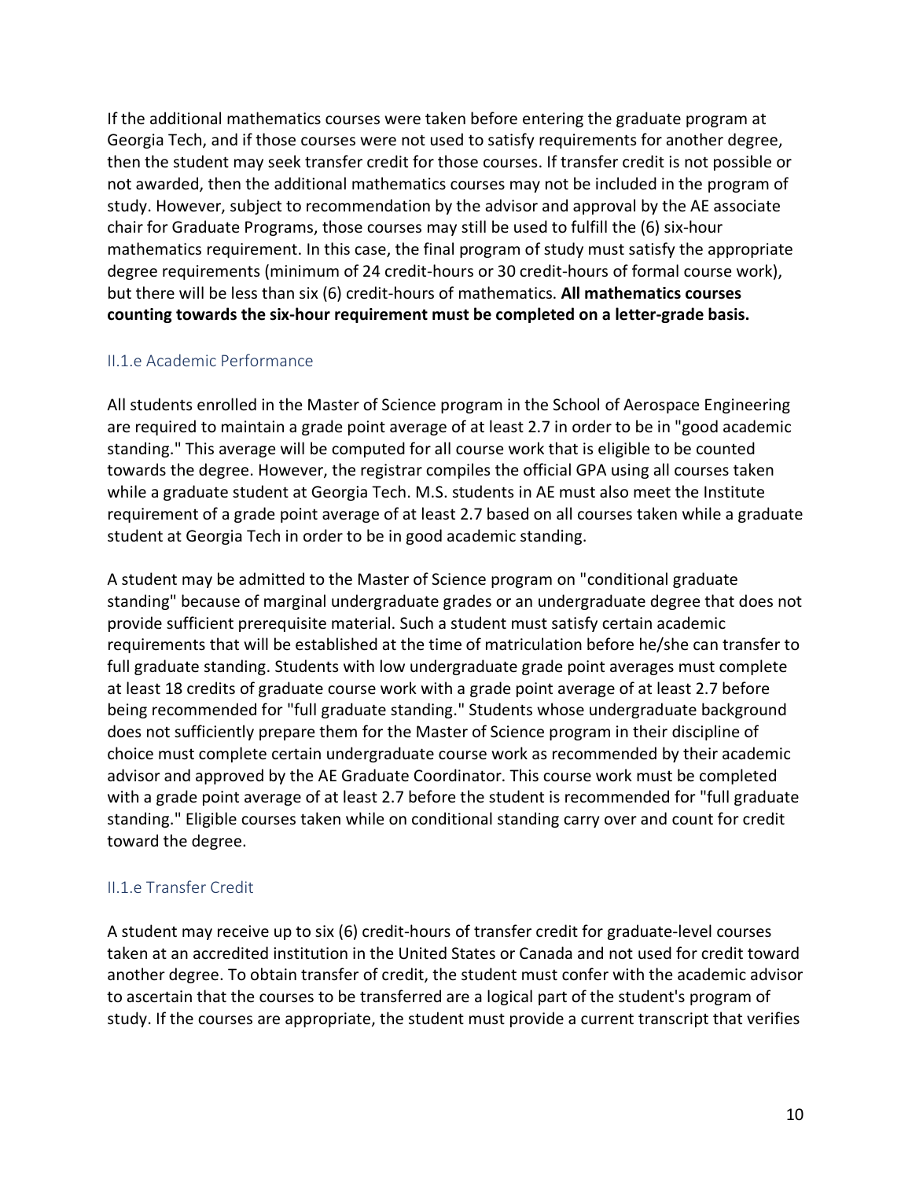If the additional mathematics courses were taken before entering the graduate program at Georgia Tech, and if those courses were not used to satisfy requirements for another degree, then the student may seek transfer credit for those courses. If transfer credit is not possible or not awarded, then the additional mathematics courses may not be included in the program of study. However, subject to recommendation by the advisor and approval by the AE associate chair for Graduate Programs, those courses may still be used to fulfill the (6) six-hour mathematics requirement. In this case, the final program of study must satisfy the appropriate degree requirements (minimum of 24 credit-hours or 30 credit-hours of formal course work), but there will be less than six (6) credit-hours of mathematics. **All mathematics courses counting towards the six-hour requirement must be completed on a letter-grade basis.**

### II.1.e Academic Performance

All students enrolled in the Master of Science program in the School of Aerospace Engineering are required to maintain a grade point average of at least 2.7 in order to be in "good academic standing." This average will be computed for all course work that is eligible to be counted towards the degree. However, the registrar compiles the official GPA using all courses taken while a graduate student at Georgia Tech. M.S. students in AE must also meet the Institute requirement of a grade point average of at least 2.7 based on all courses taken while a graduate student at Georgia Tech in order to be in good academic standing.

A student may be admitted to the Master of Science program on "conditional graduate standing" because of marginal undergraduate grades or an undergraduate degree that does not provide sufficient prerequisite material. Such a student must satisfy certain academic requirements that will be established at the time of matriculation before he/she can transfer to full graduate standing. Students with low undergraduate grade point averages must complete at least 18 credits of graduate course work with a grade point average of at least 2.7 before being recommended for "full graduate standing." Students whose undergraduate background does not sufficiently prepare them for the Master of Science program in their discipline of choice must complete certain undergraduate course work as recommended by their academic advisor and approved by the AE Graduate Coordinator. This course work must be completed with a grade point average of at least 2.7 before the student is recommended for "full graduate standing." Eligible courses taken while on conditional standing carry over and count for credit toward the degree.

### II.1.e Transfer Credit

A student may receive up to six (6) credit-hours of transfer credit for graduate-level courses taken at an accredited institution in the United States or Canada and not used for credit toward another degree. To obtain transfer of credit, the student must confer with the academic advisor to ascertain that the courses to be transferred are a logical part of the student's program of study. If the courses are appropriate, the student must provide a current transcript that verifies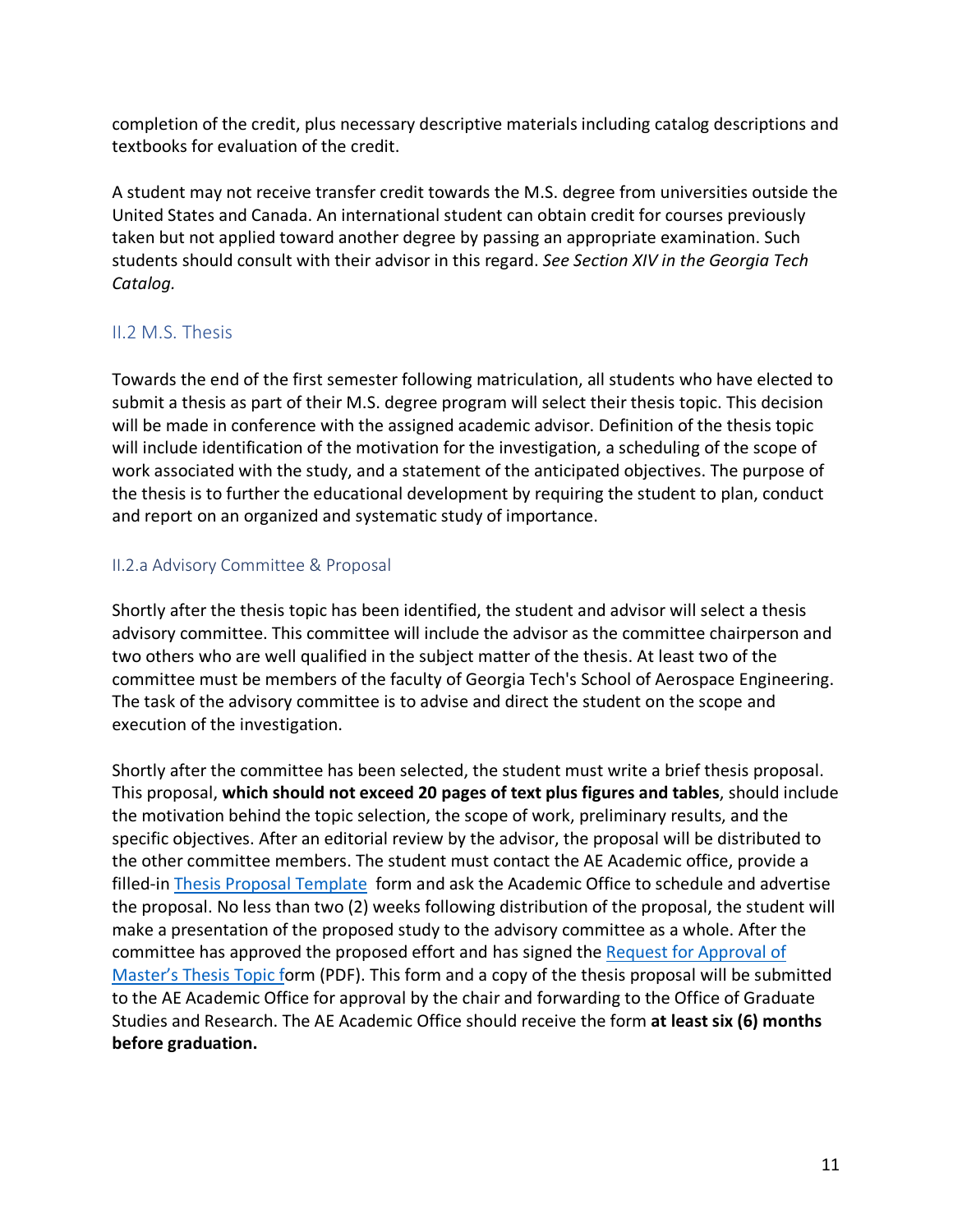completion of the credit, plus necessary descriptive materials including catalog descriptions and textbooks for evaluation of the credit.

A student may not receive transfer credit towards the M.S. degree from universities outside the United States and Canada. An international student can obtain credit for courses previously taken but not applied toward another degree by passing an appropriate examination. Such students should consult with their advisor in this regard. *See Section XIV in the Georgia Tech Catalog.*

## II.2 M.S. Thesis

Towards the end of the first semester following matriculation, all students who have elected to submit a thesis as part of their M.S. degree program will select their thesis topic. This decision will be made in conference with the assigned academic advisor. Definition of the thesis topic will include identification of the motivation for the investigation, a scheduling of the scope of work associated with the study, and a statement of the anticipated objectives. The purpose of the thesis is to further the educational development by requiring the student to plan, conduct and report on an organized and systematic study of importance.

### II.2.a Advisory Committee & Proposal

Shortly after the thesis topic has been identified, the student and advisor will select a thesis advisory committee. This committee will include the advisor as the committee chairperson and two others who are well qualified in the subject matter of the thesis. At least two of the committee must be members of the faculty of Georgia Tech's School of Aerospace Engineering. The task of the advisory committee is to advise and direct the student on the scope and execution of the investigation.

Shortly after the committee has been selected, the student must write a brief thesis proposal. This proposal, **which should not exceed 20 pages of text plus figures and tables**, should include the motivation behind the topic selection, the scope of work, preliminary results, and the specific objectives. After an editorial review by the advisor, the proposal will be distributed to the other committee members. The student must contact the AE Academic office, provide a filled-in Thesis Proposal Template form and ask the Academic Office to schedule and advertise the proposal. No less than two (2) weeks following distribution of the proposal, the student will make a presentation of the proposed study to the advisory committee as a whole. After the committee has approved the proposed effort and has signed the Request for Approval of Master's Thesis Topic form (PDF). This form and a copy of the thesis proposal will be submitted to the AE Academic Office for approval by the chair and forwarding to the Office of Graduate Studies and Research. The AE Academic Office should receive the form **at least six (6) months before graduation.**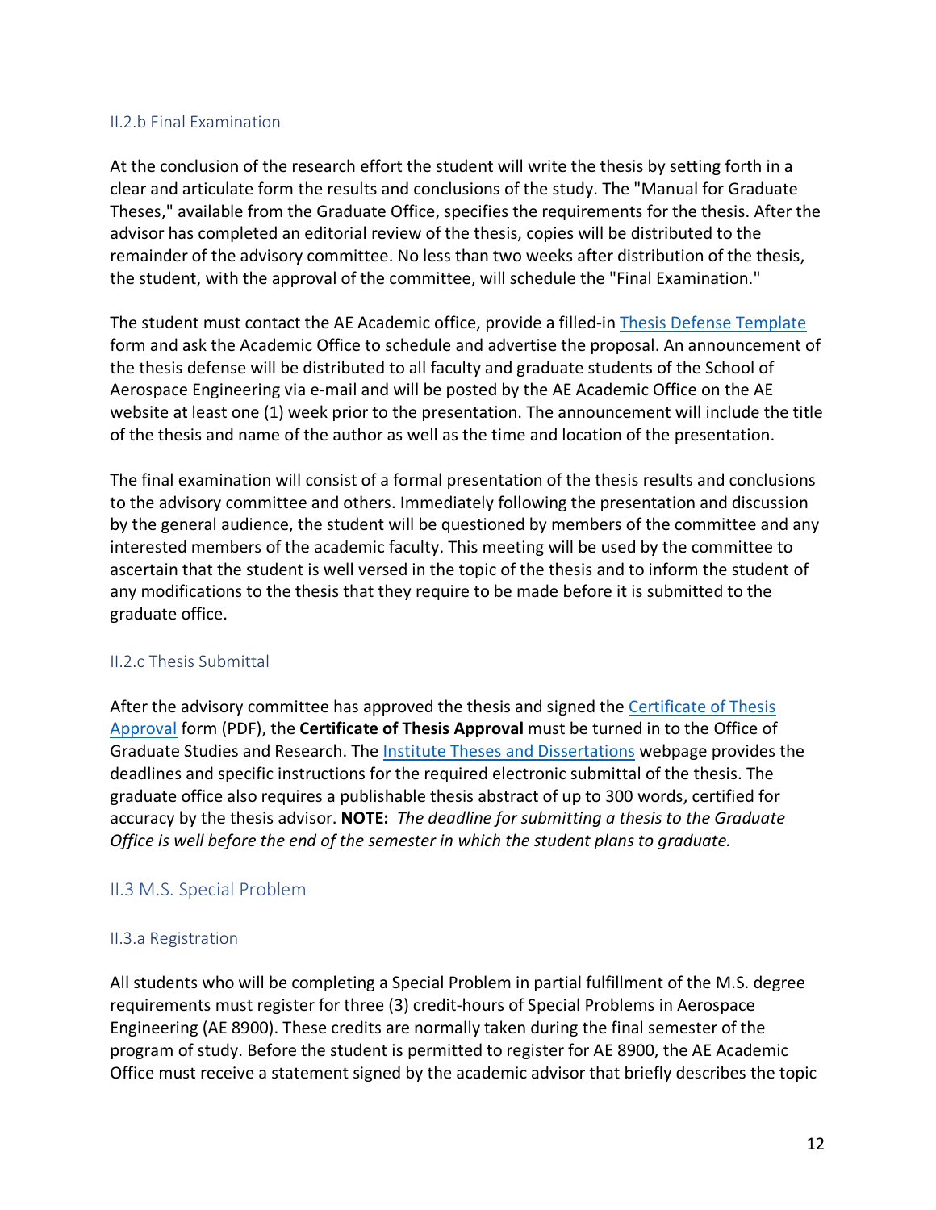### II.2.b Final Examination

At the conclusion of the research effort the student will write the thesis by setting forth in a clear and articulate form the results and conclusions of the study. The "Manual for Graduate Theses," available from the Graduate Office, specifies the requirements for the thesis. After the advisor has completed an editorial review of the thesis, copies will be distributed to the remainder of the advisory committee. No less than two weeks after distribution of the thesis, the student, with the approval of the committee, will schedule the "Final Examination."

The student must contact the AE Academic office, provide a filled-in Thesis Defense Template form and ask the Academic Office to schedule and advertise the proposal. An announcement of the thesis defense will be distributed to all faculty and graduate students of the School of Aerospace Engineering via e-mail and will be posted by the AE Academic Office on the AE website at least one (1) week prior to the presentation. The announcement will include the title of the thesis and name of the author as well as the time and location of the presentation.

The final examination will consist of a formal presentation of the thesis results and conclusions to the advisory committee and others. Immediately following the presentation and discussion by the general audience, the student will be questioned by members of the committee and any interested members of the academic faculty. This meeting will be used by the committee to ascertain that the student is well versed in the topic of the thesis and to inform the student of any modifications to the thesis that they require to be made before it is submitted to the graduate office.

### II.2.c Thesis Submittal

After the advisory committee has approved the thesis and signed the Certificate of Thesis Approval form (PDF), the **Certificate of Thesis Approval** must be turned in to the Office of Graduate Studies and Research. The Institute Theses and Dissertations webpage provides the deadlines and specific instructions for the required electronic submittal of the thesis. The graduate office also requires a publishable thesis abstract of up to 300 words, certified for accuracy by the thesis advisor. **NOTE:** *The deadline for submitting a thesis to the Graduate Office is well before the end of the semester in which the student plans to graduate.*

## II.3 M.S. Special Problem

### II.3.a Registration

All students who will be completing a Special Problem in partial fulfillment of the M.S. degree requirements must register for three (3) credit-hours of Special Problems in Aerospace Engineering (AE 8900). These credits are normally taken during the final semester of the program of study. Before the student is permitted to register for AE 8900, the AE Academic Office must receive a statement signed by the academic advisor that briefly describes the topic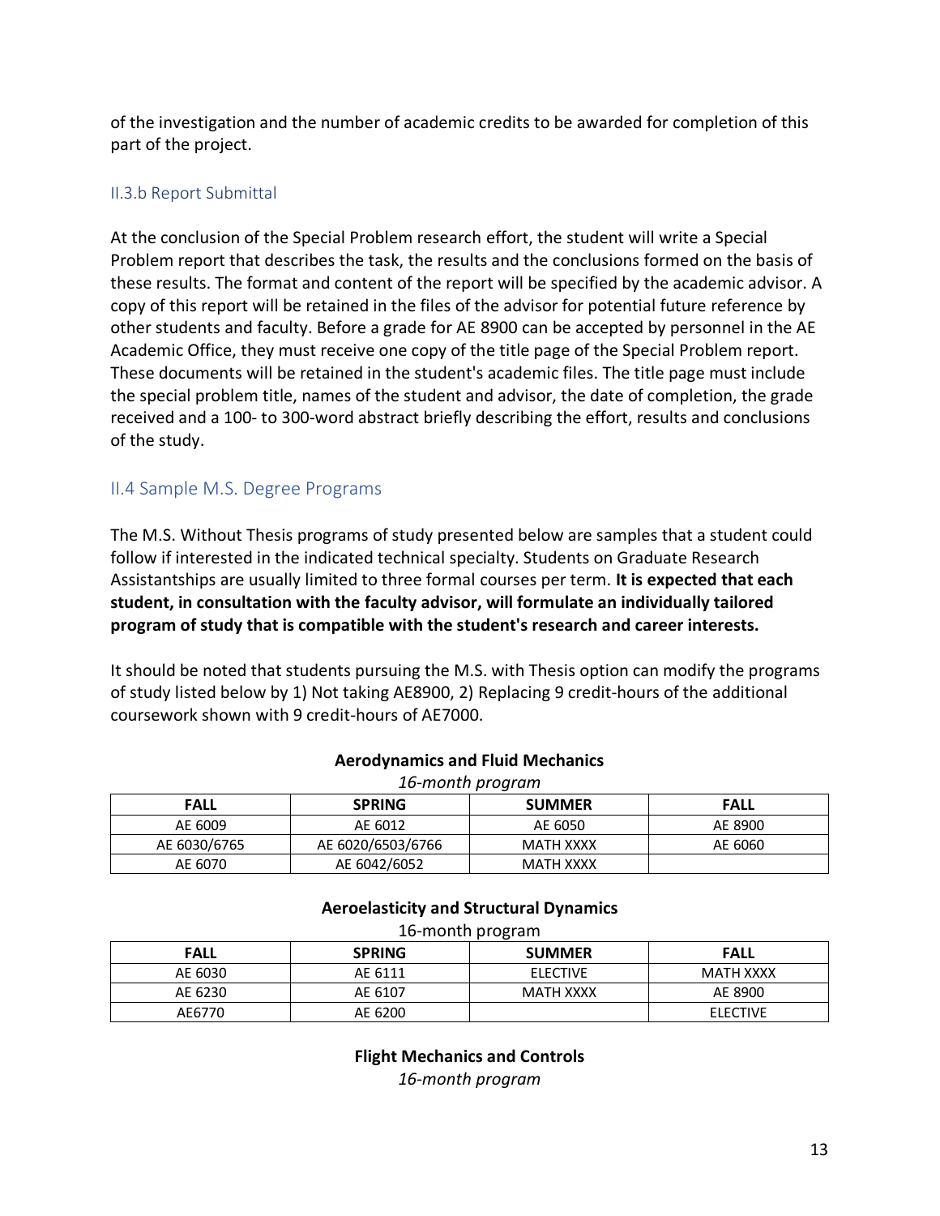of the investigation and the number of academic credits to be awarded for completion of this part of the project.

### II.3.b Report Submittal

At the conclusion of the Special Problem research effort, the student will write a Special Problem report that describes the task, the results and the conclusions formed on the basis of these results. The format and content of the report will be specified by the academic advisor. A copy of this report will be retained in the files of the advisor for potential future reference by other students and faculty. Before a grade for AE 8900 can be accepted by personnel in the AE Academic Office, they must receive one copy of the title page of the Special Problem report. These documents will be retained in the student's academic files. The title page must include the special problem title, names of the student and advisor, the date of completion, the grade received and a 100- to 300-word abstract briefly describing the effort, results and conclusions of the study.

## II.4 Sample M.S. Degree Programs

The M.S. Without Thesis programs of study presented below are samples that a student could follow if interested in the indicated technical specialty. Students on Graduate Research Assistantships are usually limited to three formal courses per term. **It is expected that each student, in consultation with the faculty advisor, will formulate an individually tailored program of study that is compatible with the student's research and career interests.**

It should be noted that students pursuing the M.S. with Thesis option can modify the programs of study listed below by 1) Not taking AE8900, 2) Replacing 9 credit-hours of the additional coursework shown with 9 credit-hours of AE7000.

**Aerodynamics and Fluid Mechanics**

*16-month program*

| FALL | SPRING | SUMMER | FALL |
|---|---|---|---|
| AE 6009 | AE 6012 | AE 6050 | AE 8900 |
| AE 6030/6765 | AE 6020/6503/6766 | MATH XXXX | AE 6060 |
| AE 6070 | AE 6042/6052 | MATH XXXX | |

**Aeroelasticity and Structural Dynamics**

16-month program

| FALL | SPRING | SUMMER | FALL |
|---|---|---|---|
| AE 6030 | AE 6111 | ELECTIVE | MATH XXXX |
| AE 6230 | AE 6107 | MATH XXXX | AE 8900 |
| AE6770 | AE 6200 | | ELECTIVE |

**Flight Mechanics and Controls**

*16-month program*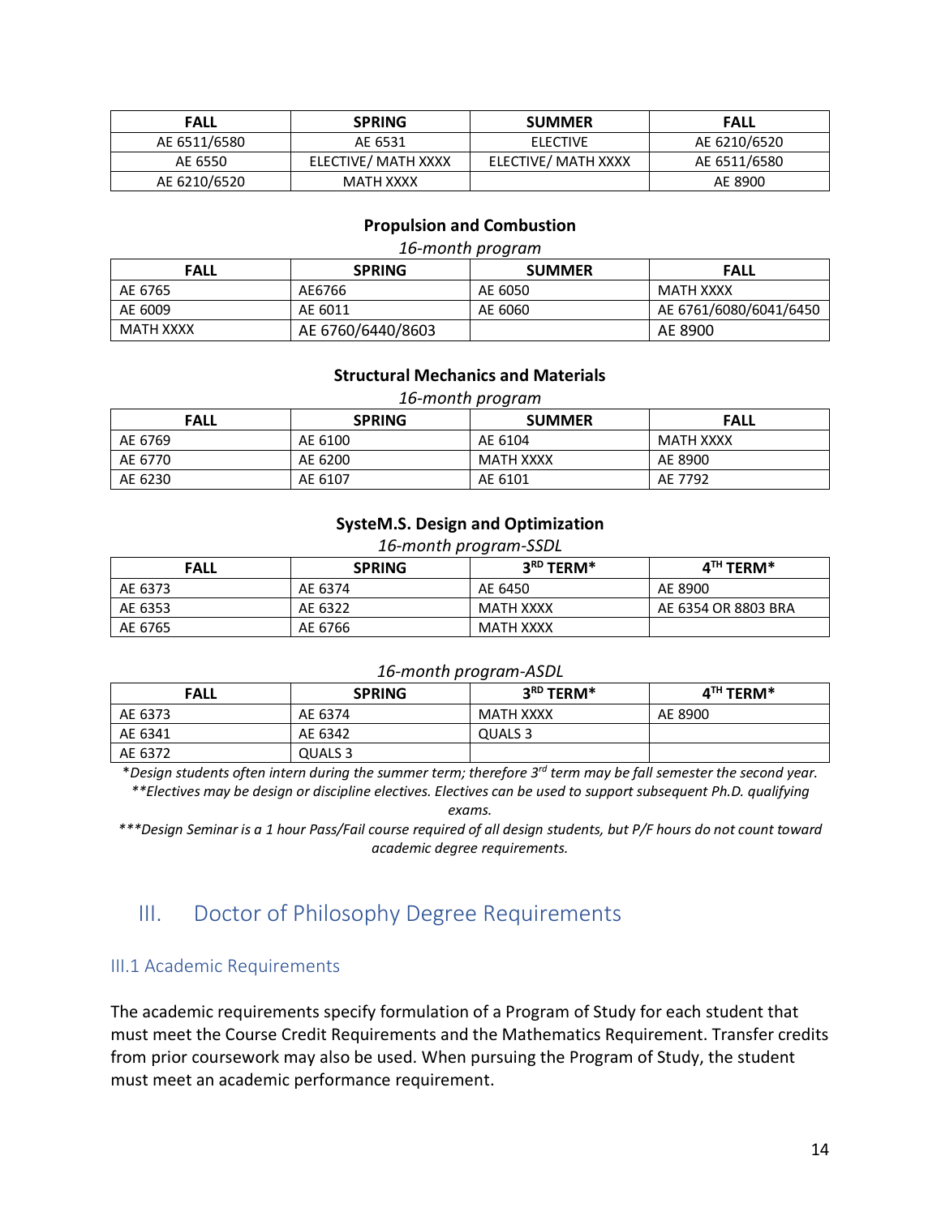| FALL | SPRING | SUMMER | FALL |
|---|---|---|---|
| AE 6511/6580 | AE 6531 | ELECTIVE | AE 6210/6520 |
| AE 6550 | ELECTIVE/ MATH XXXX | ELECTIVE/ MATH XXXX | AE 6511/6580 |
| AE 6210/6520 | MATH XXXX | | AE 8900 |

**Propulsion and Combustion**

*16-month program*

| FALL | SPRING | SUMMER | FALL |
|---|---|---|---|
| AE 6765 | AE6766 | AE 6050 | MATH XXXX |
| AE 6009 | AE 6011 | AE 6060 | AE 6761/6080/6041/6450 |
| MATH XXXX | AE 6760/6440/8603 | | AE 8900 |

**Structural Mechanics and Materials**

*16-month program*

| FALL | SPRING | SUMMER | FALL |
|---|---|---|---|
| AE 6769 | AE 6100 | AE 6104 | MATH XXXX |
| AE 6770 | AE 6200 | MATH XXXX | AE 8900 |
| AE 6230 | AE 6107 | AE 6101 | AE 7792 |

**SysteM.S. Design and Optimization**

*16-month program-SSDL*

| FALL | SPRING | 3RD TERM* | 4TH TERM* |
|---|---|---|---|
| AE 6373 | AE 6374 | AE 6450 | AE 8900 |
| AE 6353 | AE 6322 | MATH XXXX | AE 6354 OR 8803 BRA |
| AE 6765 | AE 6766 | MATH XXXX | |

*16-month program-ASDL*

| FALL | SPRING | 3RD TERM* | 4TH TERM* |
|---|---|---|---|
| AE 6373 | AE 6374 | MATH XXXX | AE 8900 |
| AE 6341 | AE 6342 | QUALS 3 | |
| AE 6372 | QUALS 3 | | |

*\*Design students often intern during the summer term; therefore 3rd term may be fall semester the second year.*

*\*\*Electives may be design or discipline electives. Electives can be used to support subsequent Ph.D. qualifying exams.*

*\*\*\*Design Seminar is a 1 hour Pass/Fail course required of all design students, but P/F hours do not count toward academic degree requirements.*

# III. Doctor of Philosophy Degree Requirements

## III.1 Academic Requirements

The academic requirements specify formulation of a Program of Study for each student that must meet the Course Credit Requirements and the Mathematics Requirement. Transfer credits from prior coursework may also be used. When pursuing the Program of Study, the student must meet an academic performance requirement.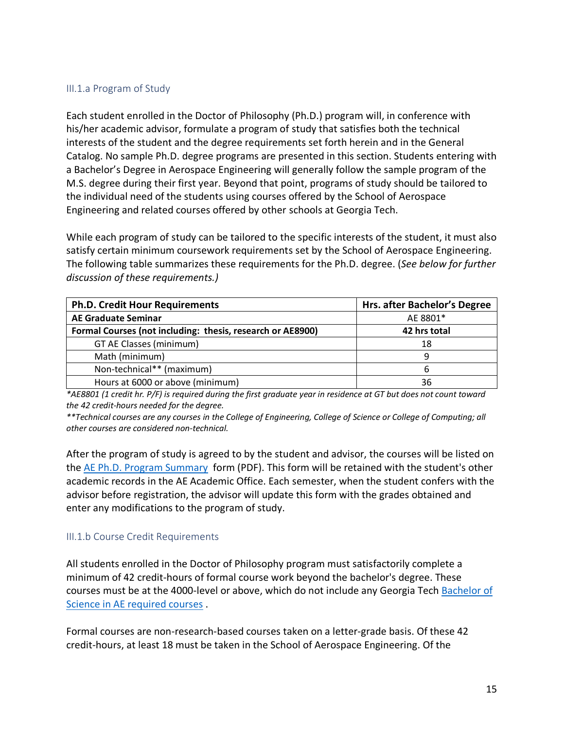### III.1.a Program of Study

Each student enrolled in the Doctor of Philosophy (Ph.D.) program will, in conference with his/her academic advisor, formulate a program of study that satisfies both the technical interests of the student and the degree requirements set forth herein and in the General Catalog. No sample Ph.D. degree programs are presented in this section. Students entering with a Bachelor's Degree in Aerospace Engineering will generally follow the sample program of the M.S. degree during their first year. Beyond that point, programs of study should be tailored to the individual need of the students using courses offered by the School of Aerospace Engineering and related courses offered by other schools at Georgia Tech.

While each program of study can be tailored to the specific interests of the student, it must also satisfy certain minimum coursework requirements set by the School of Aerospace Engineering. The following table summarizes these requirements for the Ph.D. degree. (*See below for further discussion of these requirements.)*

| Ph.D. Credit Hour Requirements | Hrs. after Bachelor's Degree |
|---|---|
| **AE Graduate Seminar** | AE 8801* |
| **Formal Courses (not including: thesis, research or AE8900)** | **42 hrs total** |
| GT AE Classes (minimum) | 18 |
| Math (minimum) | 9 |
| Non-technical** (maximum) | 6 |
| Hours at 6000 or above (minimum) | 36 |

**AE8801 (1 credit hr. P/F) is required during the first graduate year in residence at GT but does not count toward the 42 credit-hours needed for the degree.*

***Technical courses are any courses in the College of Engineering, College of Science or College of Computing; all other courses are considered non-technical.*

After the program of study is agreed to by the student and advisor, the courses will be listed on the [AE Ph.D. Program Summary](#) form (PDF). This form will be retained with the student's other academic records in the AE Academic Office. Each semester, when the student confers with the advisor before registration, the advisor will update this form with the grades obtained and enter any modifications to the program of study.

### III.1.b Course Credit Requirements

All students enrolled in the Doctor of Philosophy program must satisfactorily complete a minimum of 42 credit-hours of formal course work beyond the bachelor's degree. These courses must be at the 4000-level or above, which do not include any Georgia Tech [Bachelor of Science in AE required courses](#) .

Formal courses are non-research-based courses taken on a letter-grade basis. Of these 42 credit-hours, at least 18 must be taken in the School of Aerospace Engineering. Of the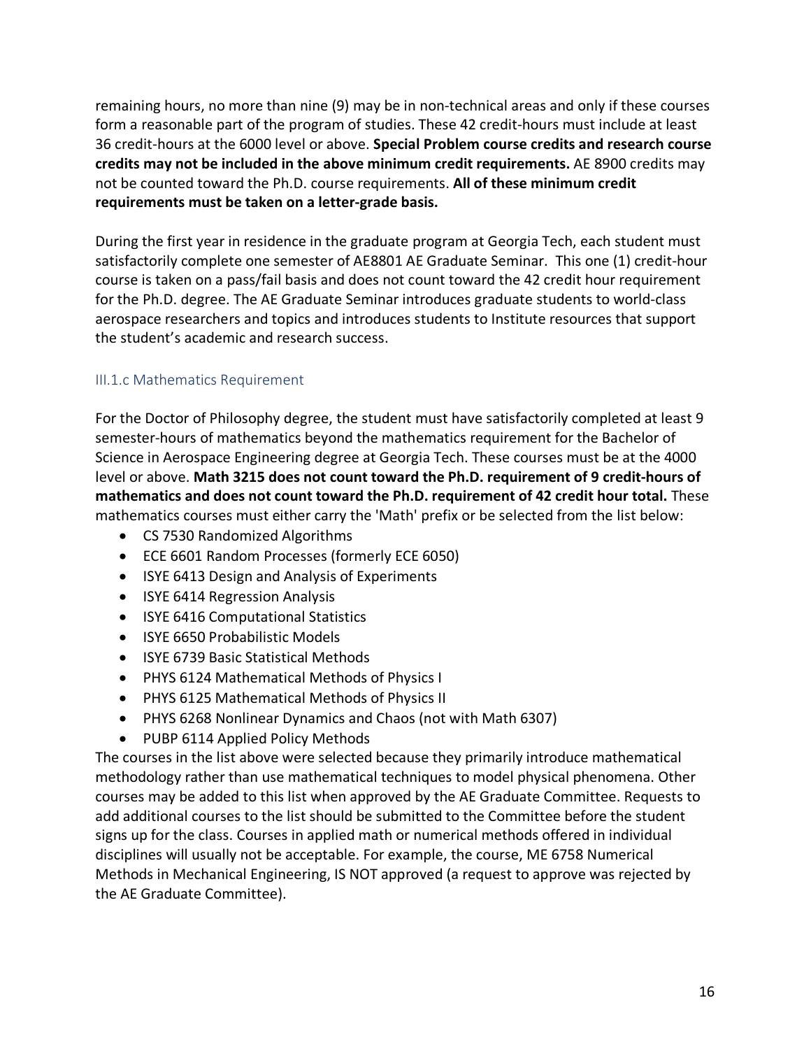remaining hours, no more than nine (9) may be in non-technical areas and only if these courses form a reasonable part of the program of studies. These 42 credit-hours must include at least 36 credit-hours at the 6000 level or above. **Special Problem course credits and research course credits may not be included in the above minimum credit requirements.** AE 8900 credits may not be counted toward the Ph.D. course requirements. **All of these minimum credit requirements must be taken on a letter-grade basis.**

During the first year in residence in the graduate program at Georgia Tech, each student must satisfactorily complete one semester of AE8801 AE Graduate Seminar. This one (1) credit-hour course is taken on a pass/fail basis and does not count toward the 42 credit hour requirement for the Ph.D. degree. The AE Graduate Seminar introduces graduate students to world-class aerospace researchers and topics and introduces students to Institute resources that support the student's academic and research success.

### III.1.c Mathematics Requirement

For the Doctor of Philosophy degree, the student must have satisfactorily completed at least 9 semester-hours of mathematics beyond the mathematics requirement for the Bachelor of Science in Aerospace Engineering degree at Georgia Tech. These courses must be at the 4000 level or above. **Math 3215 does not count toward the Ph.D. requirement of 9 credit-hours of mathematics and does not count toward the Ph.D. requirement of 42 credit hour total.** These mathematics courses must either carry the 'Math' prefix or be selected from the list below:

- CS 7530 Randomized Algorithms
- ECE 6601 Random Processes (formerly ECE 6050)
- ISYE 6413 Design and Analysis of Experiments
- ISYE 6414 Regression Analysis
- ISYE 6416 Computational Statistics
- ISYE 6650 Probabilistic Models
- ISYE 6739 Basic Statistical Methods
- PHYS 6124 Mathematical Methods of Physics I
- PHYS 6125 Mathematical Methods of Physics II
- PHYS 6268 Nonlinear Dynamics and Chaos (not with Math 6307)
- PUBP 6114 Applied Policy Methods

The courses in the list above were selected because they primarily introduce mathematical methodology rather than use mathematical techniques to model physical phenomena. Other courses may be added to this list when approved by the AE Graduate Committee. Requests to add additional courses to the list should be submitted to the Committee before the student signs up for the class. Courses in applied math or numerical methods offered in individual disciplines will usually not be acceptable. For example, the course, ME 6758 Numerical Methods in Mechanical Engineering, IS NOT approved (a request to approve was rejected by the AE Graduate Committee).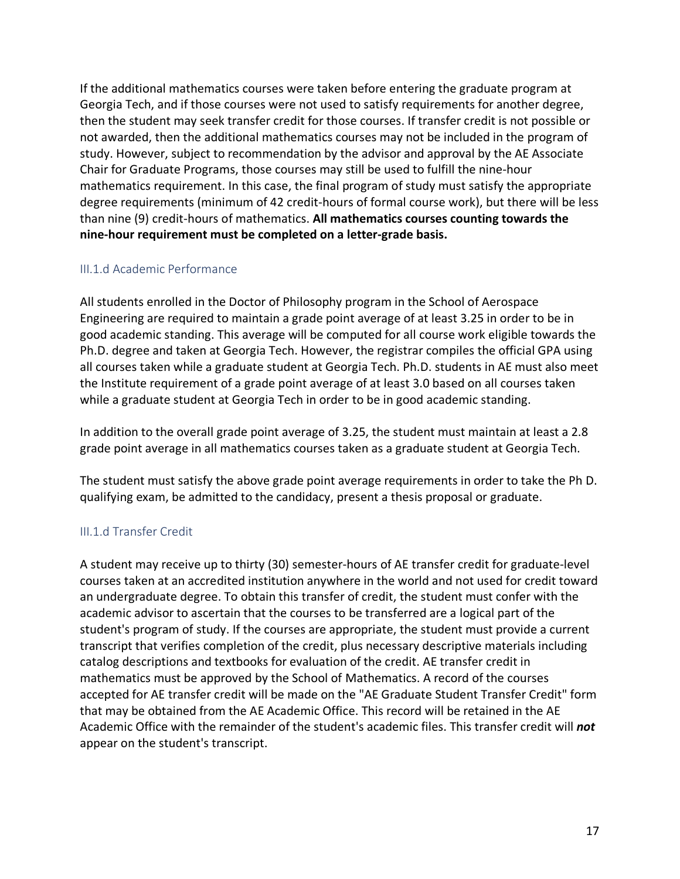If the additional mathematics courses were taken before entering the graduate program at Georgia Tech, and if those courses were not used to satisfy requirements for another degree, then the student may seek transfer credit for those courses. If transfer credit is not possible or not awarded, then the additional mathematics courses may not be included in the program of study. However, subject to recommendation by the advisor and approval by the AE Associate Chair for Graduate Programs, those courses may still be used to fulfill the nine-hour mathematics requirement. In this case, the final program of study must satisfy the appropriate degree requirements (minimum of 42 credit-hours of formal course work), but there will be less than nine (9) credit-hours of mathematics. **All mathematics courses counting towards the nine-hour requirement must be completed on a letter-grade basis.**

### III.1.d Academic Performance

All students enrolled in the Doctor of Philosophy program in the School of Aerospace Engineering are required to maintain a grade point average of at least 3.25 in order to be in good academic standing. This average will be computed for all course work eligible towards the Ph.D. degree and taken at Georgia Tech. However, the registrar compiles the official GPA using all courses taken while a graduate student at Georgia Tech. Ph.D. students in AE must also meet the Institute requirement of a grade point average of at least 3.0 based on all courses taken while a graduate student at Georgia Tech in order to be in good academic standing.

In addition to the overall grade point average of 3.25, the student must maintain at least a 2.8 grade point average in all mathematics courses taken as a graduate student at Georgia Tech.

The student must satisfy the above grade point average requirements in order to take the Ph D. qualifying exam, be admitted to the candidacy, present a thesis proposal or graduate.

### III.1.d Transfer Credit

A student may receive up to thirty (30) semester-hours of AE transfer credit for graduate-level courses taken at an accredited institution anywhere in the world and not used for credit toward an undergraduate degree. To obtain this transfer of credit, the student must confer with the academic advisor to ascertain that the courses to be transferred are a logical part of the student's program of study. If the courses are appropriate, the student must provide a current transcript that verifies completion of the credit, plus necessary descriptive materials including catalog descriptions and textbooks for evaluation of the credit. AE transfer credit in mathematics must be approved by the School of Mathematics. A record of the courses accepted for AE transfer credit will be made on the "AE Graduate Student Transfer Credit" form that may be obtained from the AE Academic Office. This record will be retained in the AE Academic Office with the remainder of the student's academic files. This transfer credit will ***not*** appear on the student's transcript.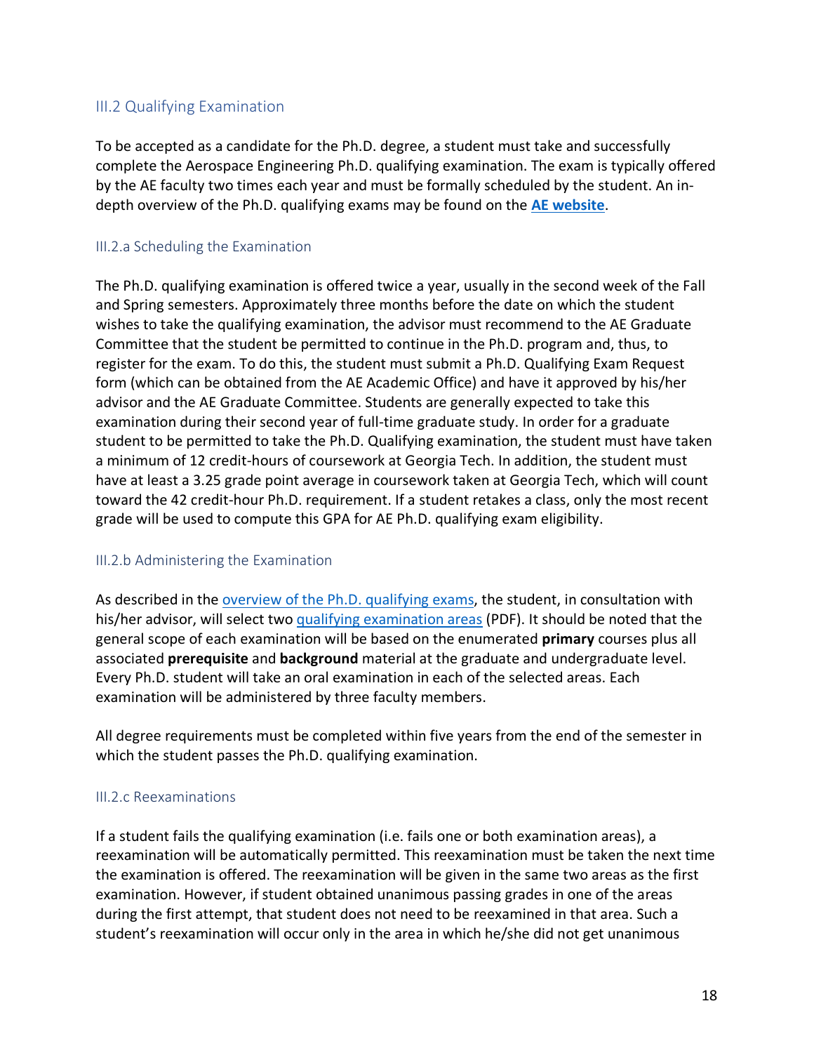## III.2 Qualifying Examination

To be accepted as a candidate for the Ph.D. degree, a student must take and successfully complete the Aerospace Engineering Ph.D. qualifying examination. The exam is typically offered by the AE faculty two times each year and must be formally scheduled by the student. An in-depth overview of the Ph.D. qualifying exams may be found on the **AE website**.

### III.2.a Scheduling the Examination

The Ph.D. qualifying examination is offered twice a year, usually in the second week of the Fall and Spring semesters. Approximately three months before the date on which the student wishes to take the qualifying examination, the advisor must recommend to the AE Graduate Committee that the student be permitted to continue in the Ph.D. program and, thus, to register for the exam. To do this, the student must submit a Ph.D. Qualifying Exam Request form (which can be obtained from the AE Academic Office) and have it approved by his/her advisor and the AE Graduate Committee. Students are generally expected to take this examination during their second year of full-time graduate study. In order for a graduate student to be permitted to take the Ph.D. Qualifying examination, the student must have taken a minimum of 12 credit-hours of coursework at Georgia Tech. In addition, the student must have at least a 3.25 grade point average in coursework taken at Georgia Tech, which will count toward the 42 credit-hour Ph.D. requirement. If a student retakes a class, only the most recent grade will be used to compute this GPA for AE Ph.D. qualifying exam eligibility.

### III.2.b Administering the Examination

As described in the overview of the Ph.D. qualifying exams, the student, in consultation with his/her advisor, will select two qualifying examination areas (PDF). It should be noted that the general scope of each examination will be based on the enumerated **primary** courses plus all associated **prerequisite** and **background** material at the graduate and undergraduate level. Every Ph.D. student will take an oral examination in each of the selected areas. Each examination will be administered by three faculty members.

All degree requirements must be completed within five years from the end of the semester in which the student passes the Ph.D. qualifying examination.

### III.2.c Reexaminations

If a student fails the qualifying examination (i.e. fails one or both examination areas), a reexamination will be automatically permitted. This reexamination must be taken the next time the examination is offered. The reexamination will be given in the same two areas as the first examination. However, if student obtained unanimous passing grades in one of the areas during the first attempt, that student does not need to be reexamined in that area. Such a student's reexamination will occur only in the area in which he/she did not get unanimous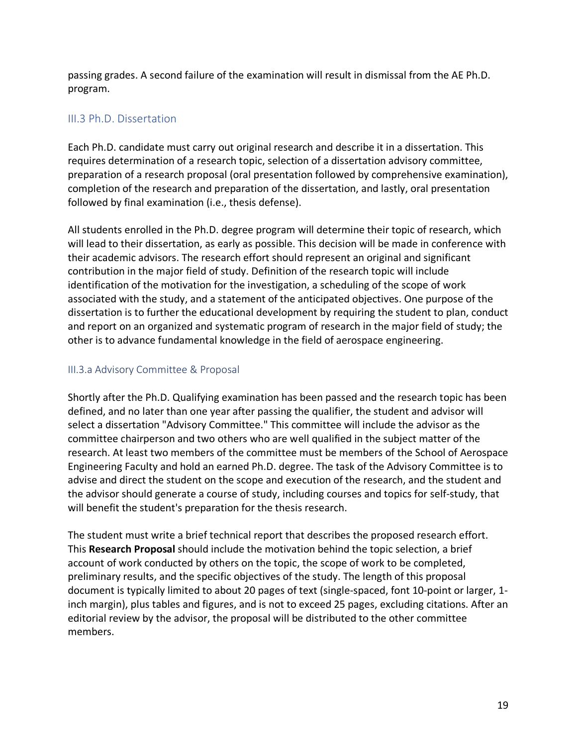passing grades. A second failure of the examination will result in dismissal from the AE Ph.D. program.

## III.3 Ph.D. Dissertation

Each Ph.D. candidate must carry out original research and describe it in a dissertation. This requires determination of a research topic, selection of a dissertation advisory committee, preparation of a research proposal (oral presentation followed by comprehensive examination), completion of the research and preparation of the dissertation, and lastly, oral presentation followed by final examination (i.e., thesis defense).

All students enrolled in the Ph.D. degree program will determine their topic of research, which will lead to their dissertation, as early as possible. This decision will be made in conference with their academic advisors. The research effort should represent an original and significant contribution in the major field of study. Definition of the research topic will include identification of the motivation for the investigation, a scheduling of the scope of work associated with the study, and a statement of the anticipated objectives. One purpose of the dissertation is to further the educational development by requiring the student to plan, conduct and report on an organized and systematic program of research in the major field of study; the other is to advance fundamental knowledge in the field of aerospace engineering.

### III.3.a Advisory Committee & Proposal

Shortly after the Ph.D. Qualifying examination has been passed and the research topic has been defined, and no later than one year after passing the qualifier, the student and advisor will select a dissertation "Advisory Committee." This committee will include the advisor as the committee chairperson and two others who are well qualified in the subject matter of the research. At least two members of the committee must be members of the School of Aerospace Engineering Faculty and hold an earned Ph.D. degree. The task of the Advisory Committee is to advise and direct the student on the scope and execution of the research, and the student and the advisor should generate a course of study, including courses and topics for self-study, that will benefit the student's preparation for the thesis research.

The student must write a brief technical report that describes the proposed research effort. This **Research Proposal** should include the motivation behind the topic selection, a brief account of work conducted by others on the topic, the scope of work to be completed, preliminary results, and the specific objectives of the study. The length of this proposal document is typically limited to about 20 pages of text (single-spaced, font 10-point or larger, 1-inch margin), plus tables and figures, and is not to exceed 25 pages, excluding citations. After an editorial review by the advisor, the proposal will be distributed to the other committee members.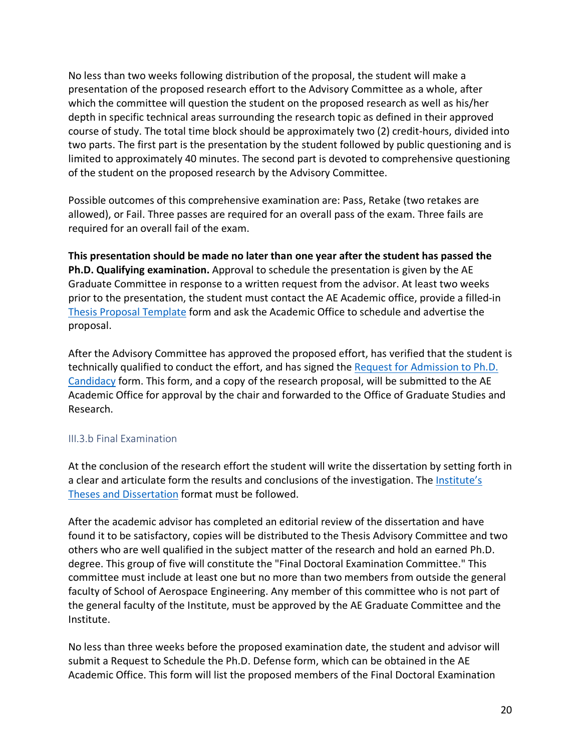No less than two weeks following distribution of the proposal, the student will make a presentation of the proposed research effort to the Advisory Committee as a whole, after which the committee will question the student on the proposed research as well as his/her depth in specific technical areas surrounding the research topic as defined in their approved course of study. The total time block should be approximately two (2) credit-hours, divided into two parts. The first part is the presentation by the student followed by public questioning and is limited to approximately 40 minutes. The second part is devoted to comprehensive questioning of the student on the proposed research by the Advisory Committee.

Possible outcomes of this comprehensive examination are: Pass, Retake (two retakes are allowed), or Fail. Three passes are required for an overall pass of the exam. Three fails are required for an overall fail of the exam.

**This presentation should be made no later than one year after the student has passed the Ph.D. Qualifying examination.** Approval to schedule the presentation is given by the AE Graduate Committee in response to a written request from the advisor. At least two weeks prior to the presentation, the student must contact the AE Academic office, provide a filled-in Thesis Proposal Template form and ask the Academic Office to schedule and advertise the proposal.

After the Advisory Committee has approved the proposed effort, has verified that the student is technically qualified to conduct the effort, and has signed the Request for Admission to Ph.D. Candidacy form. This form, and a copy of the research proposal, will be submitted to the AE Academic Office for approval by the chair and forwarded to the Office of Graduate Studies and Research.

### III.3.b Final Examination

At the conclusion of the research effort the student will write the dissertation by setting forth in a clear and articulate form the results and conclusions of the investigation. The Institute's Theses and Dissertation format must be followed.

After the academic advisor has completed an editorial review of the dissertation and have found it to be satisfactory, copies will be distributed to the Thesis Advisory Committee and two others who are well qualified in the subject matter of the research and hold an earned Ph.D. degree. This group of five will constitute the "Final Doctoral Examination Committee." This committee must include at least one but no more than two members from outside the general faculty of School of Aerospace Engineering. Any member of this committee who is not part of the general faculty of the Institute, must be approved by the AE Graduate Committee and the Institute.

No less than three weeks before the proposed examination date, the student and advisor will submit a Request to Schedule the Ph.D. Defense form, which can be obtained in the AE Academic Office. This form will list the proposed members of the Final Doctoral Examination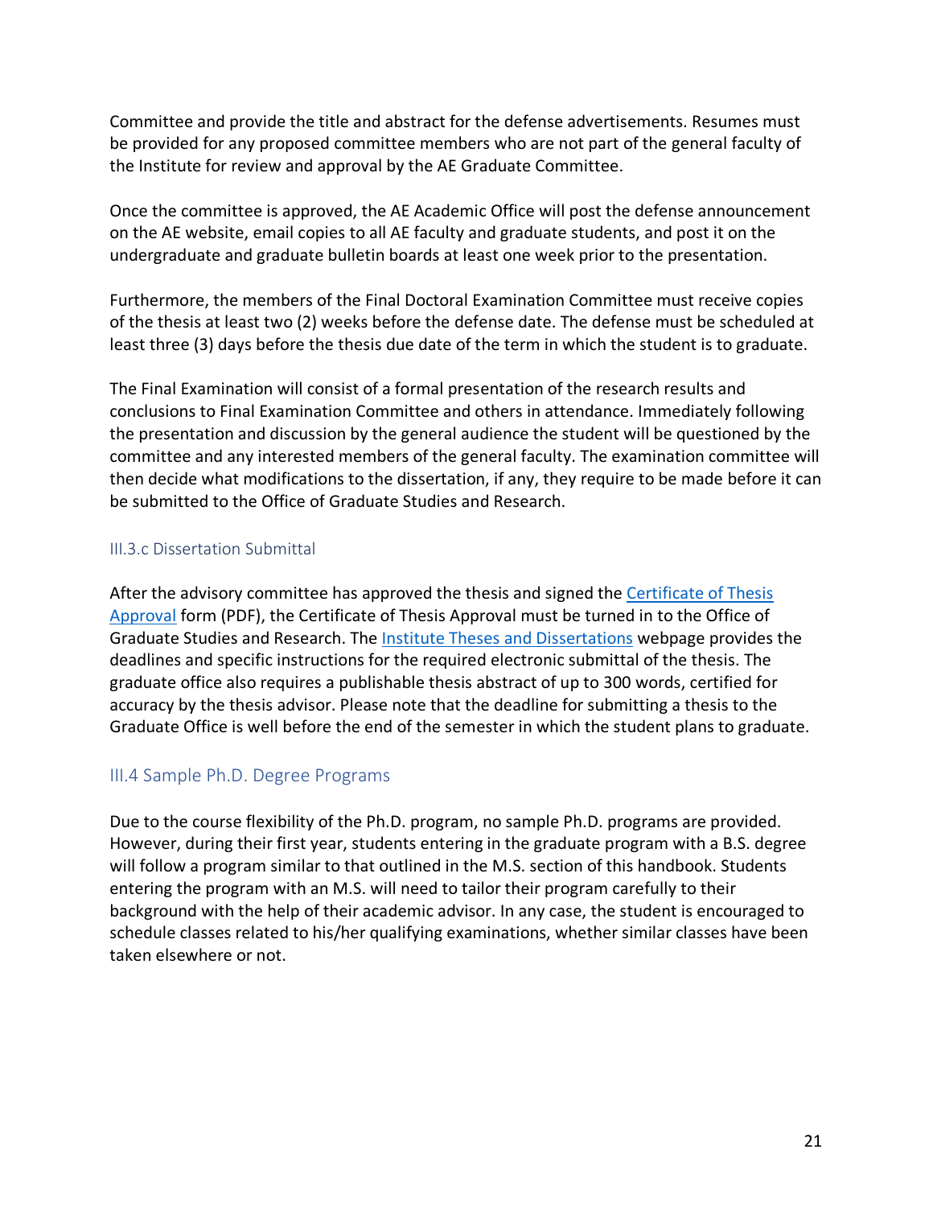Committee and provide the title and abstract for the defense advertisements. Resumes must be provided for any proposed committee members who are not part of the general faculty of the Institute for review and approval by the AE Graduate Committee.

Once the committee is approved, the AE Academic Office will post the defense announcement on the AE website, email copies to all AE faculty and graduate students, and post it on the undergraduate and graduate bulletin boards at least one week prior to the presentation.

Furthermore, the members of the Final Doctoral Examination Committee must receive copies of the thesis at least two (2) weeks before the defense date. The defense must be scheduled at least three (3) days before the thesis due date of the term in which the student is to graduate.

The Final Examination will consist of a formal presentation of the research results and conclusions to Final Examination Committee and others in attendance. Immediately following the presentation and discussion by the general audience the student will be questioned by the committee and any interested members of the general faculty. The examination committee will then decide what modifications to the dissertation, if any, they require to be made before it can be submitted to the Office of Graduate Studies and Research.

#### III.3.c Dissertation Submittal

After the advisory committee has approved the thesis and signed the [Certificate of Thesis Approval]() form (PDF), the Certificate of Thesis Approval must be turned in to the Office of Graduate Studies and Research. The [Institute Theses and Dissertations]() webpage provides the deadlines and specific instructions for the required electronic submittal of the thesis. The graduate office also requires a publishable thesis abstract of up to 300 words, certified for accuracy by the thesis advisor. Please note that the deadline for submitting a thesis to the Graduate Office is well before the end of the semester in which the student plans to graduate.

### III.4 Sample Ph.D. Degree Programs

Due to the course flexibility of the Ph.D. program, no sample Ph.D. programs are provided. However, during their first year, students entering in the graduate program with a B.S. degree will follow a program similar to that outlined in the M.S. section of this handbook. Students entering the program with an M.S. will need to tailor their program carefully to their background with the help of their academic advisor. In any case, the student is encouraged to schedule classes related to his/her qualifying examinations, whether similar classes have been taken elsewhere or not.